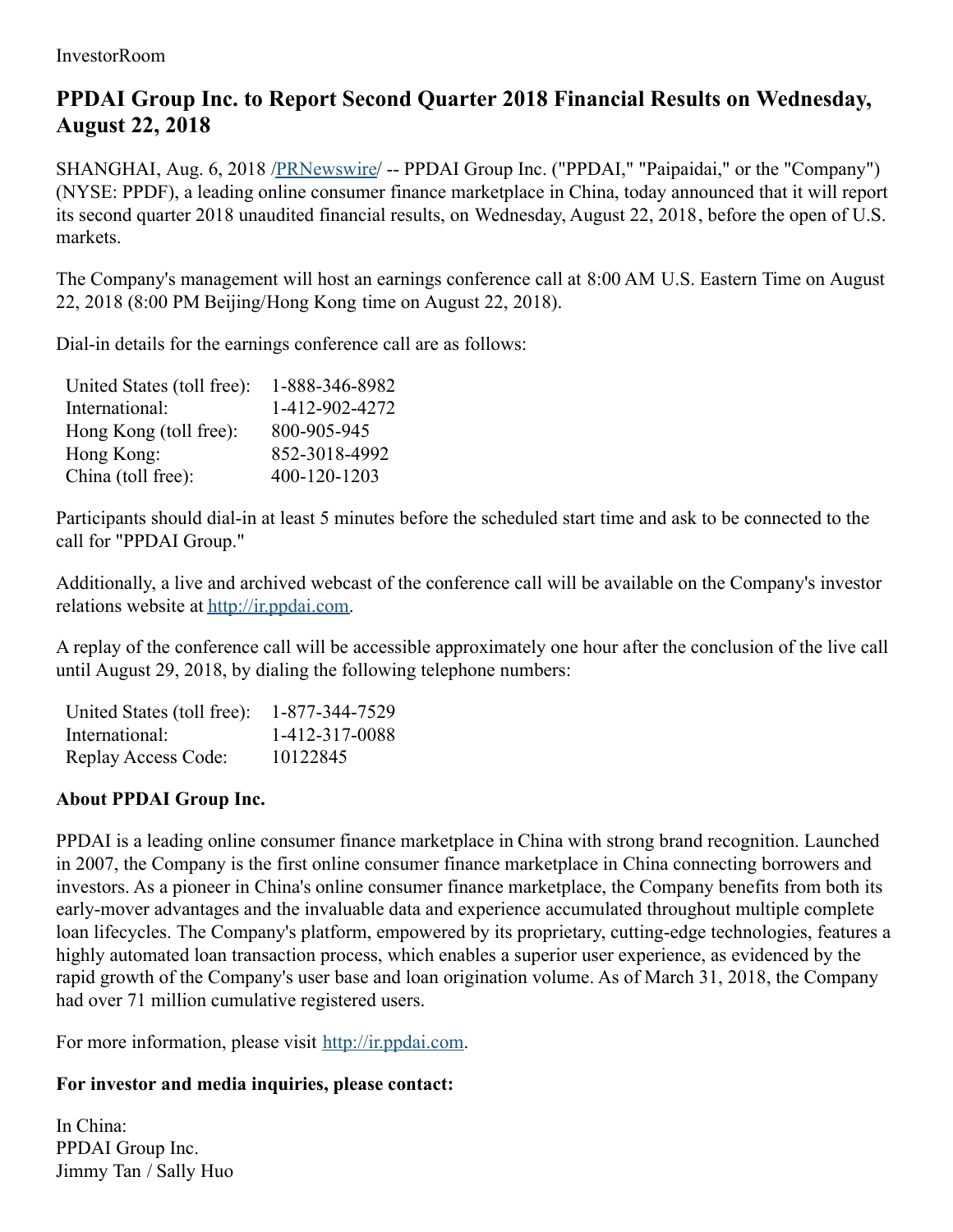InvestorRoom

# PPDAI Group Inc. to Report Second Quarter 2018 Financial Results on Wednesday, August 22, 2018

SHANGHAI, Aug. 6, 2018 /PRNewswire/ -- PPDAI Group Inc. ("PPDAI," "Paipaidai," or the "Company") (NYSE: PPDF), a leading online consumer finance marketplace in China, today announced that it will report its second quarter 2018 unaudited financial results, on Wednesday, August 22, 2018, before the open of U.S. markets.

The Company's management will host an earnings conference call at 8:00 AM U.S. Eastern Time on August 22, 2018 (8:00 PM Beijing/Hong Kong time on August 22, 2018).

Dial-in details for the earnings conference call are as follows:

| | |
|---|---|
| United States (toll free): | 1-888-346-8982 |
| International: | 1-412-902-4272 |
| Hong Kong (toll free): | 800-905-945 |
| Hong Kong: | 852-3018-4992 |
| China (toll free): | 400-120-1203 |

Participants should dial-in at least 5 minutes before the scheduled start time and ask to be connected to the call for "PPDAI Group."

Additionally, a live and archived webcast of the conference call will be available on the Company's investor relations website at http://ir.ppdai.com.

A replay of the conference call will be accessible approximately one hour after the conclusion of the live call until August 29, 2018, by dialing the following telephone numbers:

| | |
|---|---|
| United States (toll free): | 1-877-344-7529 |
| International: | 1-412-317-0088 |
| Replay Access Code: | 10122845 |

**About PPDAI Group Inc.**

PPDAI is a leading online consumer finance marketplace in China with strong brand recognition. Launched in 2007, the Company is the first online consumer finance marketplace in China connecting borrowers and investors. As a pioneer in China's online consumer finance marketplace, the Company benefits from both its early-mover advantages and the invaluable data and experience accumulated throughout multiple complete loan lifecycles. The Company's platform, empowered by its proprietary, cutting-edge technologies, features a highly automated loan transaction process, which enables a superior user experience, as evidenced by the rapid growth of the Company's user base and loan origination volume. As of March 31, 2018, the Company had over 71 million cumulative registered users.

For more information, please visit http://ir.ppdai.com.

**For investor and media inquiries, please contact:**

In China:
PPDAI Group Inc.
Jimmy Tan / Sally Huo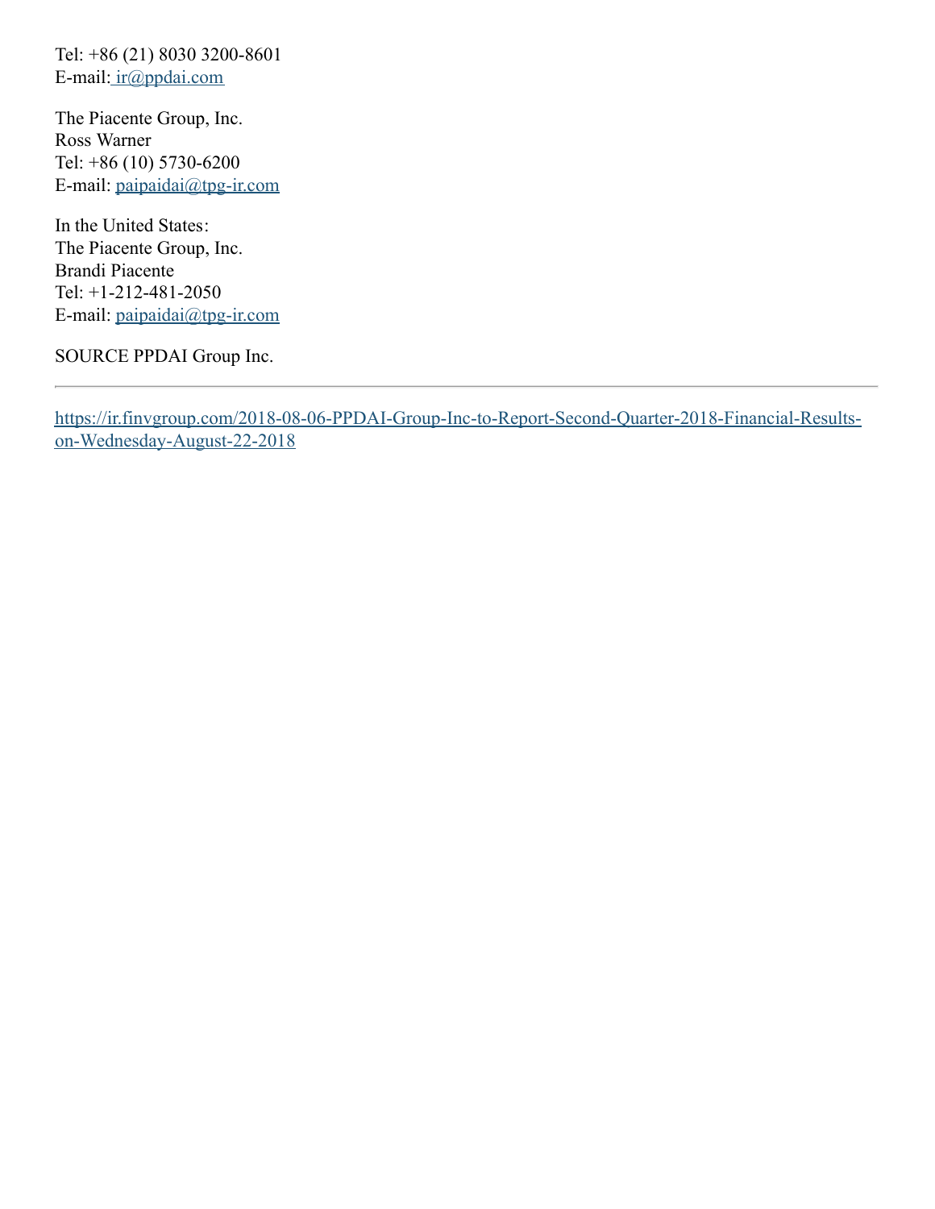Tel: +86 (21) 8030 3200-8601
E-mail: ir@ppdai.com

The Piacente Group, Inc.
Ross Warner
Tel: +86 (10) 5730-6200
E-mail: paipaidai@tpg-ir.com

In the United States:
The Piacente Group, Inc.
Brandi Piacente
Tel: +1-212-481-2050
E-mail: paipaidai@tpg-ir.com

SOURCE PPDAI Group Inc.

---

https://ir.finvgroup.com/2018-08-06-PPDAI-Group-Inc-to-Report-Second-Quarter-2018-Financial-Results-on-Wednesday-August-22-2018